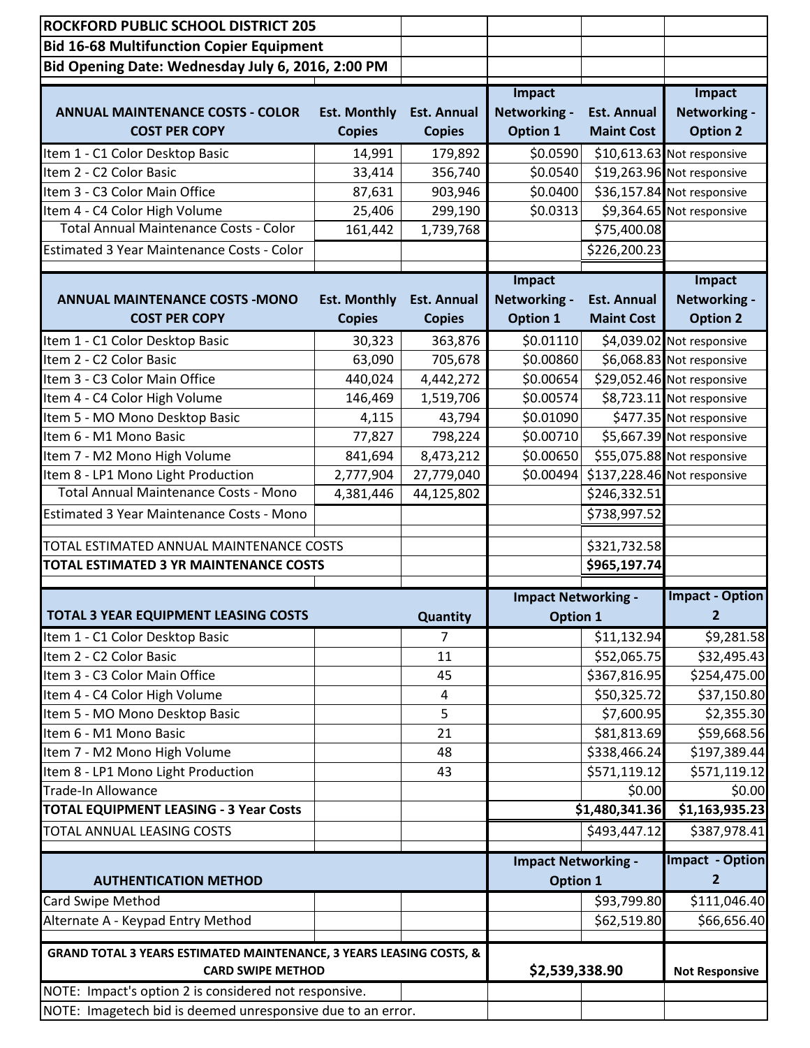**ROCKFORD PUBLIC SCHOOL DISTRICT 205**

**Bid 16-68 Multifunction Copier Equipment**

**Bid Opening Date: Wednesday July 6, 2016, 2:00 PM**

| ANNUAL MAINTENANCE COSTS - COLOR COST PER COPY | Est. Monthly Copies | Est. Annual Copies | Impact Networking - Option 1 | Est. Annual Maint Cost | Impact Networking - Option 2 |
|---|---|---|---|---|---|
| Item 1 - C1 Color Desktop Basic | 14,991 | 179,892 | $0.0590 | $10,613.63 | Not responsive |
| Item 2 - C2 Color Basic | 33,414 | 356,740 | $0.0540 | $19,263.96 | Not responsive |
| Item 3 - C3 Color Main Office | 87,631 | 903,946 | $0.0400 | $36,157.84 | Not responsive |
| Item 4 - C4 Color High Volume | 25,406 | 299,190 | $0.0313 | $9,364.65 | Not responsive |
| Total Annual Maintenance Costs - Color | 161,442 | 1,739,768 | | $75,400.08 | |
| Estimated 3 Year Maintenance Costs - Color | | | | $226,200.23 | |

| ANNUAL MAINTENANCE COSTS -MONO COST PER COPY | Est. Monthly Copies | Est. Annual Copies | Impact Networking - Option 1 | Est. Annual Maint Cost | Impact Networking - Option 2 |
|---|---|---|---|---|---|
| Item 1 - C1 Color Desktop Basic | 30,323 | 363,876 | $0.01110 | $4,039.02 | Not responsive |
| Item 2 - C2 Color Basic | 63,090 | 705,678 | $0.00860 | $6,068.83 | Not responsive |
| Item 3 - C3 Color Main Office | 440,024 | 4,442,272 | $0.00654 | $29,052.46 | Not responsive |
| Item 4 - C4 Color High Volume | 146,469 | 1,519,706 | $0.00574 | $8,723.11 | Not responsive |
| Item 5 - MO Mono Desktop Basic | 4,115 | 43,794 | $0.01090 | $477.35 | Not responsive |
| Item 6 - M1 Mono Basic | 77,827 | 798,224 | $0.00710 | $5,667.39 | Not responsive |
| Item 7 - M2 Mono High Volume | 841,694 | 8,473,212 | $0.00650 | $55,075.88 | Not responsive |
| Item 8 - LP1 Mono Light Production | 2,777,904 | 27,779,040 | $0.00494 | $137,228.46 | Not responsive |
| Total Annual Maintenance Costs - Mono | 4,381,446 | 44,125,802 | | $246,332.51 | |
| Estimated 3 Year Maintenance Costs - Mono | | | | $738,997.52 | |
| TOTAL ESTIMATED ANNUAL MAINTENANCE COSTS | | | | $321,732.58 | |
| **TOTAL ESTIMATED 3 YR MAINTENANCE COSTS** | | | | **$965,197.74** | |

| TOTAL 3 YEAR EQUIPMENT LEASING COSTS | | Quantity | Impact Networking - Option 1 | | Impact - Option 2 |
|---|---|---|---|---|---|
| Item 1 - C1 Color Desktop Basic | | 7 | | $11,132.94 | $9,281.58 |
| Item 2 - C2 Color Basic | | 11 | | $52,065.75 | $32,495.43 |
| Item 3 - C3 Color Main Office | | 45 | | $367,816.95 | $254,475.00 |
| Item 4 - C4 Color High Volume | | 4 | | $50,325.72 | $37,150.80 |
| Item 5 - MO Mono Desktop Basic | | 5 | | $7,600.95 | $2,355.30 |
| Item 6 - M1 Mono Basic | | 21 | | $81,813.69 | $59,668.56 |
| Item 7 - M2 Mono High Volume | | 48 | | $338,466.24 | $197,389.44 |
| Item 8 - LP1 Mono Light Production | | 43 | | $571,119.12 | $571,119.12 |
| Trade-In Allowance | | | | $0.00 | $0.00 |
| **TOTAL EQUIPMENT LEASING - 3 Year Costs** | | | | **$1,480,341.36** | **$1,163,935.23** |
| TOTAL ANNUAL LEASING COSTS | | | | $493,447.12 | $387,978.41 |

| AUTHENTICATION METHOD | | | Impact Networking - Option 1 | | Impact - Option 2 |
|---|---|---|---|---|---|
| Card Swipe Method | | | | $93,799.80 | $111,046.40 |
| Alternate A - Keypad Entry Method | | | | $62,519.80 | $66,656.40 |

| | | |
|---|---|---|
| **GRAND TOTAL 3 YEARS ESTIMATED MAINTENANCE, 3 YEARS LEASING COSTS, & CARD SWIPE METHOD** | **$2,539,338.90** | **Not Responsive** |

NOTE: Impact's option 2 is considered not responsive.

NOTE: Imagetech bid is deemed unresponsive due to an error.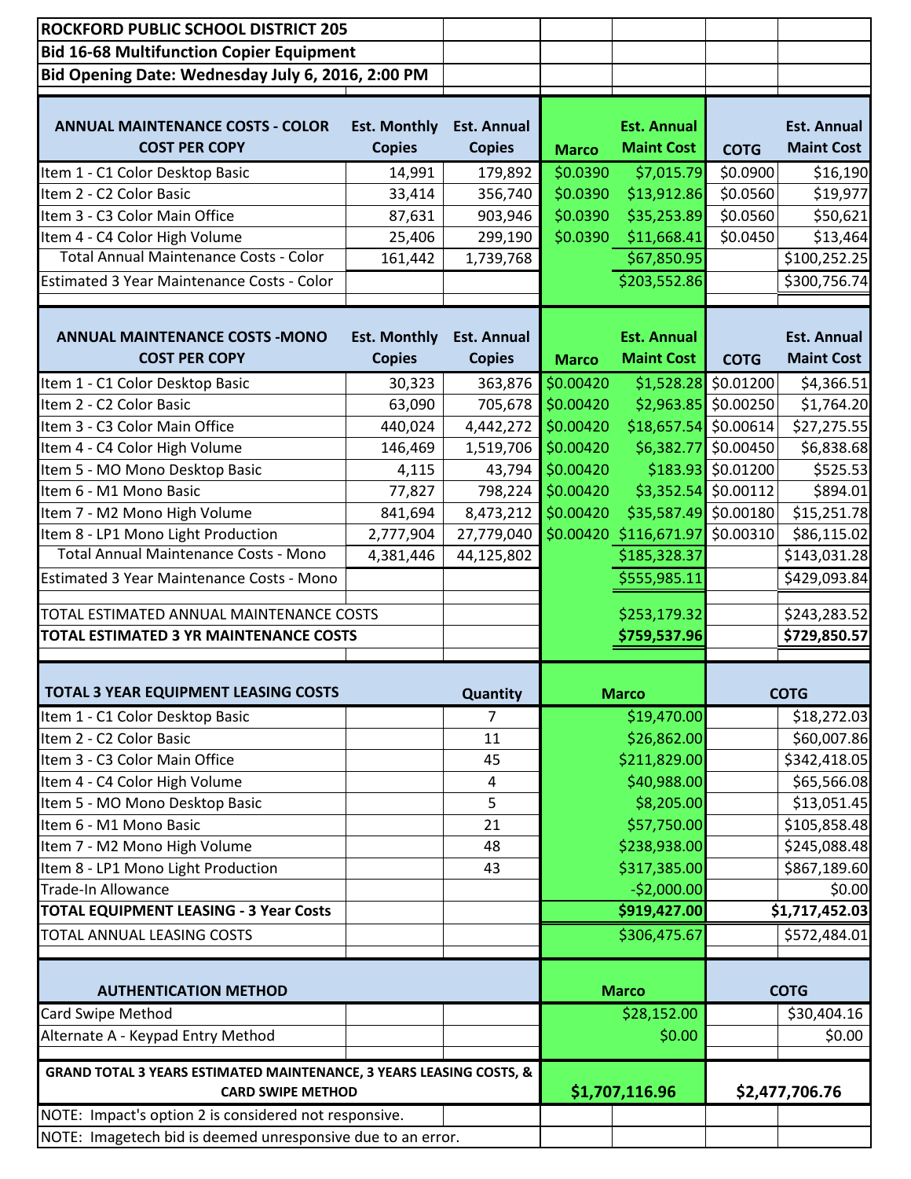**ROCKFORD PUBLIC SCHOOL DISTRICT 205**

**Bid 16-68 Multifunction Copier Equipment**

**Bid Opening Date: Wednesday July 6, 2016, 2:00 PM**

| ANNUAL MAINTENANCE COSTS - COLOR COST PER COPY | Est. Monthly Copies | Est. Annual Copies | Marco | Est. Annual Maint Cost | COTG | Est. Annual Maint Cost |
|---|---|---|---|---|---|---|
| Item 1 - C1 Color Desktop Basic | 14,991 | 179,892 | $0.0390 | $7,015.79 | $0.0900 | $16,190 |
| Item 2 - C2 Color Basic | 33,414 | 356,740 | $0.0390 | $13,912.86 | $0.0560 | $19,977 |
| Item 3 - C3 Color Main Office | 87,631 | 903,946 | $0.0390 | $35,253.89 | $0.0560 | $50,621 |
| Item 4 - C4 Color High Volume | 25,406 | 299,190 | $0.0390 | $11,668.41 | $0.0450 | $13,464 |
| Total Annual Maintenance Costs - Color | 161,442 | 1,739,768 | | $67,850.95 | | $100,252.25 |
| Estimated 3 Year Maintenance Costs - Color | | | | $203,552.86 | | $300,756.74 |

| ANNUAL MAINTENANCE COSTS -MONO COST PER COPY | Est. Monthly Copies | Est. Annual Copies | Marco | Est. Annual Maint Cost | COTG | Est. Annual Maint Cost |
|---|---|---|---|---|---|---|
| Item 1 - C1 Color Desktop Basic | 30,323 | 363,876 | $0.00420 | $1,528.28 | $0.01200 | $4,366.51 |
| Item 2 - C2 Color Basic | 63,090 | 705,678 | $0.00420 | $2,963.85 | $0.00250 | $1,764.20 |
| Item 3 - C3 Color Main Office | 440,024 | 4,442,272 | $0.00420 | $18,657.54 | $0.00614 | $27,275.55 |
| Item 4 - C4 Color High Volume | 146,469 | 1,519,706 | $0.00420 | $6,382.77 | $0.00450 | $6,838.68 |
| Item 5 - MO Mono Desktop Basic | 4,115 | 43,794 | $0.00420 | $183.93 | $0.01200 | $525.53 |
| Item 6 - M1 Mono Basic | 77,827 | 798,224 | $0.00420 | $3,352.54 | $0.00112 | $894.01 |
| Item 7 - M2 Mono High Volume | 841,694 | 8,473,212 | $0.00420 | $35,587.49 | $0.00180 | $15,251.78 |
| Item 8 - LP1 Mono Light Production | 2,777,904 | 27,779,040 | $0.00420 | $116,671.97 | $0.00310 | $86,115.02 |
| Total Annual Maintenance Costs - Mono | 4,381,446 | 44,125,802 | | $185,328.37 | | $143,031.28 |
| Estimated 3 Year Maintenance Costs - Mono | | | | $555,985.11 | | $429,093.84 |
| TOTAL ESTIMATED ANNUAL MAINTENANCE COSTS | | | | $253,179.32 | | $243,283.52 |
| **TOTAL ESTIMATED 3 YR MAINTENANCE COSTS** | | | | **$759,537.96** | | **$729,850.57** |

| TOTAL 3 YEAR EQUIPMENT LEASING COSTS | Quantity | Marco | COTG |
|---|---|---|---|
| Item 1 - C1 Color Desktop Basic | 7 | $19,470.00 | $18,272.03 |
| Item 2 - C2 Color Basic | 11 | $26,862.00 | $60,007.86 |
| Item 3 - C3 Color Main Office | 45 | $211,829.00 | $342,418.05 |
| Item 4 - C4 Color High Volume | 4 | $40,988.00 | $65,566.08 |
| Item 5 - MO Mono Desktop Basic | 5 | $8,205.00 | $13,051.45 |
| Item 6 - M1 Mono Basic | 21 | $57,750.00 | $105,858.48 |
| Item 7 - M2 Mono High Volume | 48 | $238,938.00 | $245,088.48 |
| Item 8 - LP1 Mono Light Production | 43 | $317,385.00 | $867,189.60 |
| Trade-In Allowance | | -$2,000.00 | $0.00 |
| **TOTAL EQUIPMENT LEASING - 3 Year Costs** | | **$919,427.00** | **$1,717,452.03** |
| TOTAL ANNUAL LEASING COSTS | | $306,475.67 | $572,484.01 |

| AUTHENTICATION METHOD | Marco | COTG |
|---|---|---|
| Card Swipe Method | $28,152.00 | $30,404.16 |
| Alternate A - Keypad Entry Method | $0.00 | $0.00 |
| **GRAND TOTAL 3 YEARS ESTIMATED MAINTENANCE, 3 YEARS LEASING COSTS, & CARD SWIPE METHOD** | **$1,707,116.96** | **$2,477,706.76** |

NOTE: Impact's option 2 is considered not responsive.

NOTE: Imagetech bid is deemed unresponsive due to an error.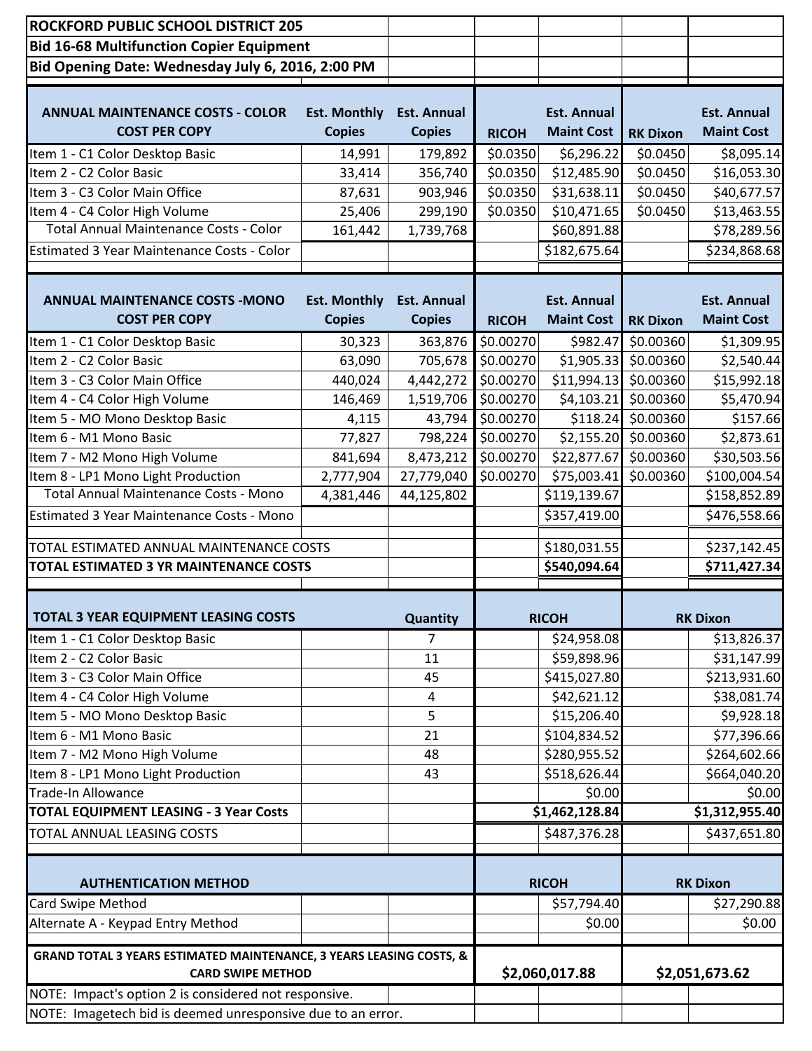**ROCKFORD PUBLIC SCHOOL DISTRICT 205**

**Bid 16-68 Multifunction Copier Equipment**

**Bid Opening Date: Wednesday July 6, 2016, 2:00 PM**

| ANNUAL MAINTENANCE COSTS - COLOR COST PER COPY | Est. Monthly Copies | Est. Annual Copies | RICOH | Est. Annual Maint Cost | RK Dixon | Est. Annual Maint Cost |
|---|---|---|---|---|---|---|
| Item 1 - C1 Color Desktop Basic | 14,991 | 179,892 | $0.0350 | $6,296.22 | $0.0450 | $8,095.14 |
| Item 2 - C2 Color Basic | 33,414 | 356,740 | $0.0350 | $12,485.90 | $0.0450 | $16,053.30 |
| Item 3 - C3 Color Main Office | 87,631 | 903,946 | $0.0350 | $31,638.11 | $0.0450 | $40,677.57 |
| Item 4 - C4 Color High Volume | 25,406 | 299,190 | $0.0350 | $10,471.65 | $0.0450 | $13,463.55 |
| Total Annual Maintenance Costs - Color | 161,442 | 1,739,768 | | $60,891.88 | | $78,289.56 |
| Estimated 3 Year Maintenance Costs - Color | | | | $182,675.64 | | $234,868.68 |

| ANNUAL MAINTENANCE COSTS -MONO COST PER COPY | Est. Monthly Copies | Est. Annual Copies | RICOH | Est. Annual Maint Cost | RK Dixon | Est. Annual Maint Cost |
|---|---|---|---|---|---|---|
| Item 1 - C1 Color Desktop Basic | 30,323 | 363,876 | $0.00270 | $982.47 | $0.00360 | $1,309.95 |
| Item 2 - C2 Color Basic | 63,090 | 705,678 | $0.00270 | $1,905.33 | $0.00360 | $2,540.44 |
| Item 3 - C3 Color Main Office | 440,024 | 4,442,272 | $0.00270 | $11,994.13 | $0.00360 | $15,992.18 |
| Item 4 - C4 Color High Volume | 146,469 | 1,519,706 | $0.00270 | $4,103.21 | $0.00360 | $5,470.94 |
| Item 5 - MO Mono Desktop Basic | 4,115 | 43,794 | $0.00270 | $118.24 | $0.00360 | $157.66 |
| Item 6 - M1 Mono Basic | 77,827 | 798,224 | $0.00270 | $2,155.20 | $0.00360 | $2,873.61 |
| Item 7 - M2 Mono High Volume | 841,694 | 8,473,212 | $0.00270 | $22,877.67 | $0.00360 | $30,503.56 |
| Item 8 - LP1 Mono Light Production | 2,777,904 | 27,779,040 | $0.00270 | $75,003.41 | $0.00360 | $100,004.54 |
| Total Annual Maintenance Costs - Mono | 4,381,446 | 44,125,802 | | $119,139.67 | | $158,852.89 |
| Estimated 3 Year Maintenance Costs - Mono | | | | $357,419.00 | | $476,558.66 |
| TOTAL ESTIMATED ANNUAL MAINTENANCE COSTS | | | | $180,031.55 | | $237,142.45 |
| **TOTAL ESTIMATED 3 YR MAINTENANCE COSTS** | | | | **$540,094.64** | | **$711,427.34** |

| TOTAL 3 YEAR EQUIPMENT LEASING COSTS | Quantity | RICOH | RK Dixon |
|---|---|---|---|
| Item 1 - C1 Color Desktop Basic | 7 | $24,958.08 | $13,826.37 |
| Item 2 - C2 Color Basic | 11 | $59,898.96 | $31,147.99 |
| Item 3 - C3 Color Main Office | 45 | $415,027.80 | $213,931.60 |
| Item 4 - C4 Color High Volume | 4 | $42,621.12 | $38,081.74 |
| Item 5 - MO Mono Desktop Basic | 5 | $15,206.40 | $9,928.18 |
| Item 6 - M1 Mono Basic | 21 | $104,834.52 | $77,396.66 |
| Item 7 - M2 Mono High Volume | 48 | $280,955.52 | $264,602.66 |
| Item 8 - LP1 Mono Light Production | 43 | $518,626.44 | $664,040.20 |
| Trade-In Allowance | | $0.00 | $0.00 |
| **TOTAL EQUIPMENT LEASING - 3 Year Costs** | | **$1,462,128.84** | **$1,312,955.40** |
| TOTAL ANNUAL LEASING COSTS | | $487,376.28 | $437,651.80 |

| AUTHENTICATION METHOD | RICOH | RK Dixon |
|---|---|---|
| Card Swipe Method | $57,794.40 | $27,290.88 |
| Alternate A - Keypad Entry Method | $0.00 | $0.00 |
| **GRAND TOTAL 3 YEARS ESTIMATED MAINTENANCE, 3 YEARS LEASING COSTS, & CARD SWIPE METHOD** | **$2,060,017.88** | **$2,051,673.62** |

NOTE: Impact's option 2 is considered not responsive.

NOTE: Imagetech bid is deemed unresponsive due to an error.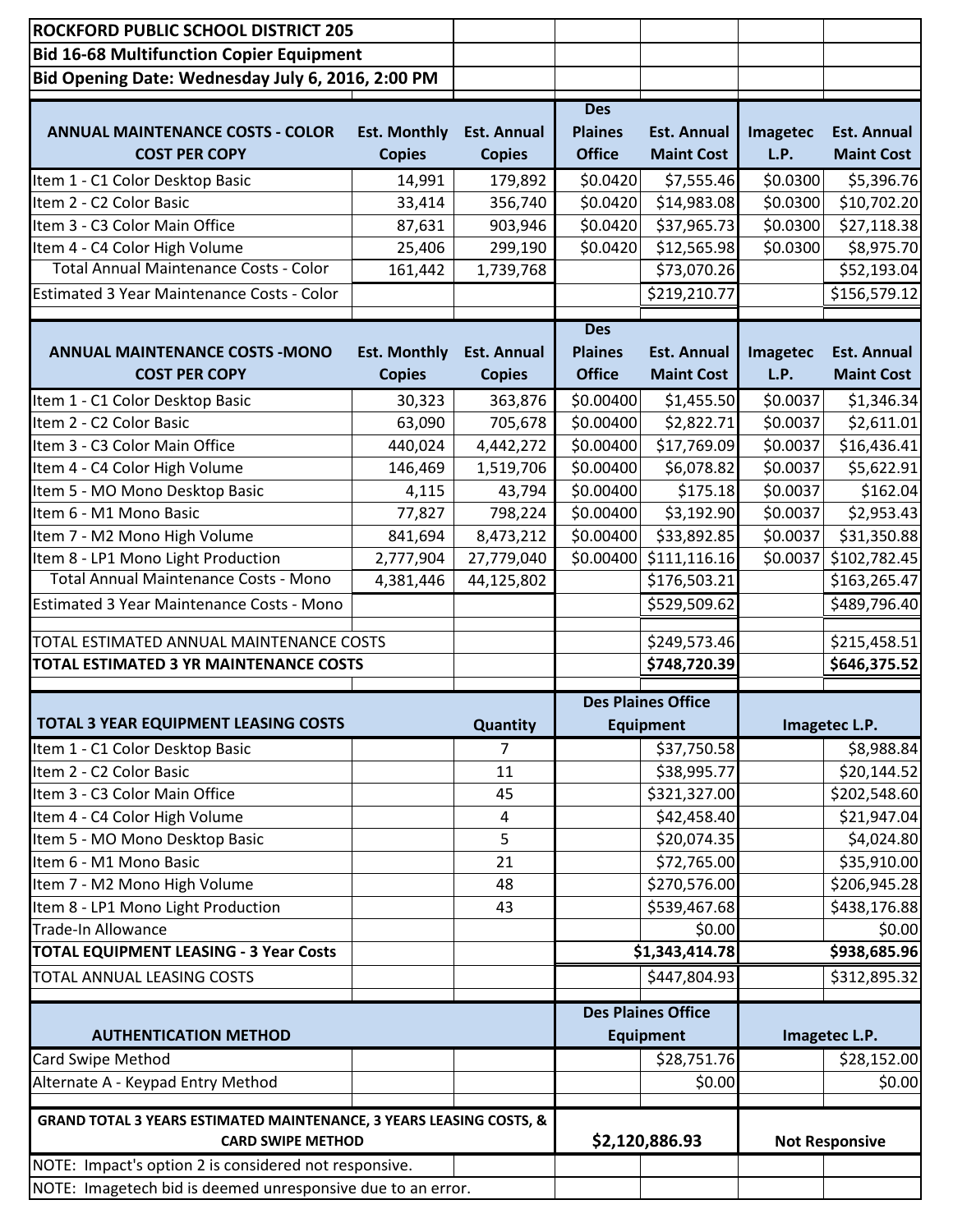**ROCKFORD PUBLIC SCHOOL DISTRICT 205**

**Bid 16-68 Multifunction Copier Equipment**

**Bid Opening Date: Wednesday July 6, 2016, 2:00 PM**

| ANNUAL MAINTENANCE COSTS - COLOR COST PER COPY | Est. Monthly Copies | Est. Annual Copies | Des Plaines Office | Est. Annual Maint Cost | Imagetec L.P. | Est. Annual Maint Cost |
|---|---|---|---|---|---|---|
| Item 1 - C1 Color Desktop Basic | 14,991 | 179,892 | $0.0420 | $7,555.46 | $0.0300 | $5,396.76 |
| Item 2 - C2 Color Basic | 33,414 | 356,740 | $0.0420 | $14,983.08 | $0.0300 | $10,702.20 |
| Item 3 - C3 Color Main Office | 87,631 | 903,946 | $0.0420 | $37,965.73 | $0.0300 | $27,118.38 |
| Item 4 - C4 Color High Volume | 25,406 | 299,190 | $0.0420 | $12,565.98 | $0.0300 | $8,975.70 |
| Total Annual Maintenance Costs - Color | 161,442 | 1,739,768 | | $73,070.26 | | $52,193.04 |
| Estimated 3 Year Maintenance Costs - Color | | | | $219,210.77 | | $156,579.12 |

| ANNUAL MAINTENANCE COSTS -MONO COST PER COPY | Est. Monthly Copies | Est. Annual Copies | Des Plaines Office | Est. Annual Maint Cost | Imagetec L.P. | Est. Annual Maint Cost |
|---|---|---|---|---|---|---|
| Item 1 - C1 Color Desktop Basic | 30,323 | 363,876 | $0.00400 | $1,455.50 | $0.0037 | $1,346.34 |
| Item 2 - C2 Color Basic | 63,090 | 705,678 | $0.00400 | $2,822.71 | $0.0037 | $2,611.01 |
| Item 3 - C3 Color Main Office | 440,024 | 4,442,272 | $0.00400 | $17,769.09 | $0.0037 | $16,436.41 |
| Item 4 - C4 Color High Volume | 146,469 | 1,519,706 | $0.00400 | $6,078.82 | $0.0037 | $5,622.91 |
| Item 5 - MO Mono Desktop Basic | 4,115 | 43,794 | $0.00400 | $175.18 | $0.0037 | $162.04 |
| Item 6 - M1 Mono Basic | 77,827 | 798,224 | $0.00400 | $3,192.90 | $0.0037 | $2,953.43 |
| Item 7 - M2 Mono High Volume | 841,694 | 8,473,212 | $0.00400 | $33,892.85 | $0.0037 | $31,350.88 |
| Item 8 - LP1 Mono Light Production | 2,777,904 | 27,779,040 | $0.00400 | $111,116.16 | $0.0037 | $102,782.45 |
| Total Annual Maintenance Costs - Mono | 4,381,446 | 44,125,802 | | $176,503.21 | | $163,265.47 |
| Estimated 3 Year Maintenance Costs - Mono | | | | $529,509.62 | | $489,796.40 |
| TOTAL ESTIMATED ANNUAL MAINTENANCE COSTS | | | | $249,573.46 | | $215,458.51 |
| **TOTAL ESTIMATED 3 YR MAINTENANCE COSTS** | | | | **$748,720.39** | | **$646,375.52** |

| TOTAL 3 YEAR EQUIPMENT LEASING COSTS | Quantity | Des Plaines Office Equipment | Imagetec L.P. |
|---|---|---|---|
| Item 1 - C1 Color Desktop Basic | 7 | $37,750.58 | $8,988.84 |
| Item 2 - C2 Color Basic | 11 | $38,995.77 | $20,144.52 |
| Item 3 - C3 Color Main Office | 45 | $321,327.00 | $202,548.60 |
| Item 4 - C4 Color High Volume | 4 | $42,458.40 | $21,947.04 |
| Item 5 - MO Mono Desktop Basic | 5 | $20,074.35 | $4,024.80 |
| Item 6 - M1 Mono Basic | 21 | $72,765.00 | $35,910.00 |
| Item 7 - M2 Mono High Volume | 48 | $270,576.00 | $206,945.28 |
| Item 8 - LP1 Mono Light Production | 43 | $539,467.68 | $438,176.88 |
| Trade-In Allowance | | $0.00 | $0.00 |
| **TOTAL EQUIPMENT LEASING - 3 Year Costs** | | **$1,343,414.78** | **$938,685.96** |
| TOTAL ANNUAL LEASING COSTS | | $447,804.93 | $312,895.32 |

| AUTHENTICATION METHOD | Des Plaines Office Equipment | Imagetec L.P. |
|---|---|---|
| Card Swipe Method | $28,751.76 | $28,152.00 |
| Alternate A - Keypad Entry Method | $0.00 | $0.00 |
| **GRAND TOTAL 3 YEARS ESTIMATED MAINTENANCE, 3 YEARS LEASING COSTS, & CARD SWIPE METHOD** | **$2,120,886.93** | **Not Responsive** |

NOTE: Impact's option 2 is considered not responsive.

NOTE: Imagetech bid is deemed unresponsive due to an error.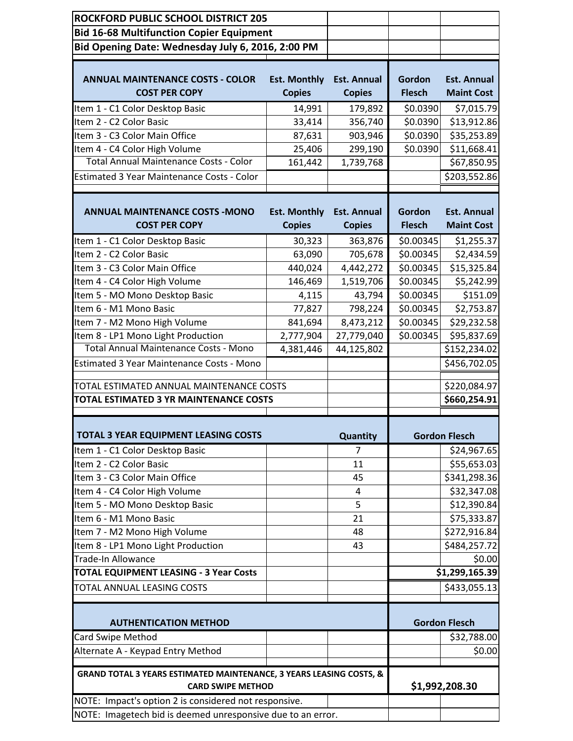| ROCKFORD PUBLIC SCHOOL DISTRICT 205 | | | | |
|---|---|---|---|---|
| Bid 16-68 Multifunction Copier Equipment | | | | |
| Bid Opening Date: Wednesday July 6, 2016, 2:00 PM | | | | |

| ANNUAL MAINTENANCE COSTS - COLOR COST PER COPY | Est. Monthly Copies | Est. Annual Copies | Gordon Flesch | Est. Annual Maint Cost |
|---|---|---|---|---|
| Item 1 - C1 Color Desktop Basic | 14,991 | 179,892 | $0.0390 | $7,015.79 |
| Item 2 - C2 Color Basic | 33,414 | 356,740 | $0.0390 | $13,912.86 |
| Item 3 - C3 Color Main Office | 87,631 | 903,946 | $0.0390 | $35,253.89 |
| Item 4 - C4 Color High Volume | 25,406 | 299,190 | $0.0390 | $11,668.41 |
| Total Annual Maintenance Costs - Color | 161,442 | 1,739,768 | | $67,850.95 |
| Estimated 3 Year Maintenance Costs - Color | | | | $203,552.86 |

| ANNUAL MAINTENANCE COSTS -MONO COST PER COPY | Est. Monthly Copies | Est. Annual Copies | Gordon Flesch | Est. Annual Maint Cost |
|---|---|---|---|---|
| Item 1 - C1 Color Desktop Basic | 30,323 | 363,876 | $0.00345 | $1,255.37 |
| Item 2 - C2 Color Basic | 63,090 | 705,678 | $0.00345 | $2,434.59 |
| Item 3 - C3 Color Main Office | 440,024 | 4,442,272 | $0.00345 | $15,325.84 |
| Item 4 - C4 Color High Volume | 146,469 | 1,519,706 | $0.00345 | $5,242.99 |
| Item 5 - MO Mono Desktop Basic | 4,115 | 43,794 | $0.00345 | $151.09 |
| Item 6 - M1 Mono Basic | 77,827 | 798,224 | $0.00345 | $2,753.87 |
| Item 7 - M2 Mono High Volume | 841,694 | 8,473,212 | $0.00345 | $29,232.58 |
| Item 8 - LP1 Mono Light Production | 2,777,904 | 27,779,040 | $0.00345 | $95,837.69 |
| Total Annual Maintenance Costs - Mono | 4,381,446 | 44,125,802 | | $152,234.02 |
| Estimated 3 Year Maintenance Costs - Mono | | | | $456,702.05 |
| TOTAL ESTIMATED ANNUAL MAINTENANCE COSTS | | | | $220,084.97 |
| **TOTAL ESTIMATED 3 YR MAINTENANCE COSTS** | | | | **$660,254.91** |

| TOTAL 3 YEAR EQUIPMENT LEASING COSTS | | Quantity | | Gordon Flesch |
|---|---|---|---|---|
| Item 1 - C1 Color Desktop Basic | | 7 | | $24,967.65 |
| Item 2 - C2 Color Basic | | 11 | | $55,653.03 |
| Item 3 - C3 Color Main Office | | 45 | | $341,298.36 |
| Item 4 - C4 Color High Volume | | 4 | | $32,347.08 |
| Item 5 - MO Mono Desktop Basic | | 5 | | $12,390.84 |
| Item 6 - M1 Mono Basic | | 21 | | $75,333.87 |
| Item 7 - M2 Mono High Volume | | 48 | | $272,916.84 |
| Item 8 - LP1 Mono Light Production | | 43 | | $484,257.72 |
| Trade-In Allowance | | | | $0.00 |
| **TOTAL EQUIPMENT LEASING - 3 Year Costs** | | | | **$1,299,165.39** |
| TOTAL ANNUAL LEASING COSTS | | | | $433,055.13 |

| AUTHENTICATION METHOD | | | | Gordon Flesch |
|---|---|---|---|---|
| Card Swipe Method | | | | $32,788.00 |
| Alternate A - Keypad Entry Method | | | | $0.00 |
| **GRAND TOTAL 3 YEARS ESTIMATED MAINTENANCE, 3 YEARS LEASING COSTS, & CARD SWIPE METHOD** | | | | **$1,992,208.30** |

NOTE: Impact's option 2 is considered not responsive.

NOTE: Imagetech bid is deemed unresponsive due to an error.